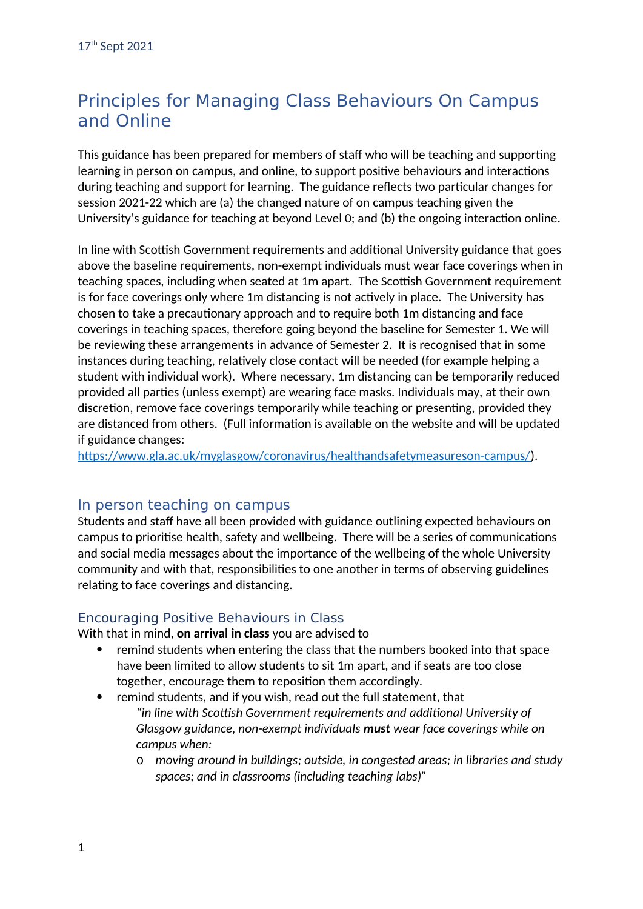17th Sept 2021

# Principles for Managing Class Behaviours On Campus and Online

This guidance has been prepared for members of staff who will be teaching and supporting learning in person on campus, and online, to support positive behaviours and interactions during teaching and support for learning. The guidance reflects two particular changes for session 2021-22 which are (a) the changed nature of on campus teaching given the University's guidance for teaching at beyond Level 0; and (b) the ongoing interaction online.

In line with Scottish Government requirements and additional University guidance that goes above the baseline requirements, non-exempt individuals must wear face coverings when in teaching spaces, including when seated at 1m apart. The Scottish Government requirement is for face coverings only where 1m distancing is not actively in place. The University has chosen to take a precautionary approach and to require both 1m distancing and face coverings in teaching spaces, therefore going beyond the baseline for Semester 1. We will be reviewing these arrangements in advance of Semester 2. It is recognised that in some instances during teaching, relatively close contact will be needed (for example helping a student with individual work). Where necessary, 1m distancing can be temporarily reduced provided all parties (unless exempt) are wearing face masks. Individuals may, at their own discretion, remove face coverings temporarily while teaching or presenting, provided they are distanced from others. (Full information is available on the website and will be updated if guidance changes: [https://www.gla.ac.uk/myglasgow/coronavirus/healthandsafetymeasureson-campus/](https://www.gla.ac.uk/myglasgow/coronavirus/healthandsafetymeasureson-campus/)).

## In person teaching on campus

Students and staff have all been provided with guidance outlining expected behaviours on campus to prioritise health, safety and wellbeing. There will be a series of communications and social media messages about the importance of the wellbeing of the whole University community and with that, responsibilities to one another in terms of observing guidelines relating to face coverings and distancing.

### Encouraging Positive Behaviours in Class

With that in mind, **on arrival in class** you are advised to

- remind students when entering the class that the numbers booked into that space have been limited to allow students to sit 1m apart, and if seats are too close together, encourage them to reposition them accordingly.
- remind students, and if you wish, read out the full statement, that
  *"in line with Scottish Government requirements and additional University of Glasgow guidance, non-exempt individuals* ***must*** *wear face coverings while on campus when:*
  - *moving around in buildings; outside, in congested areas; in libraries and study spaces; and in classrooms (including teaching labs)"*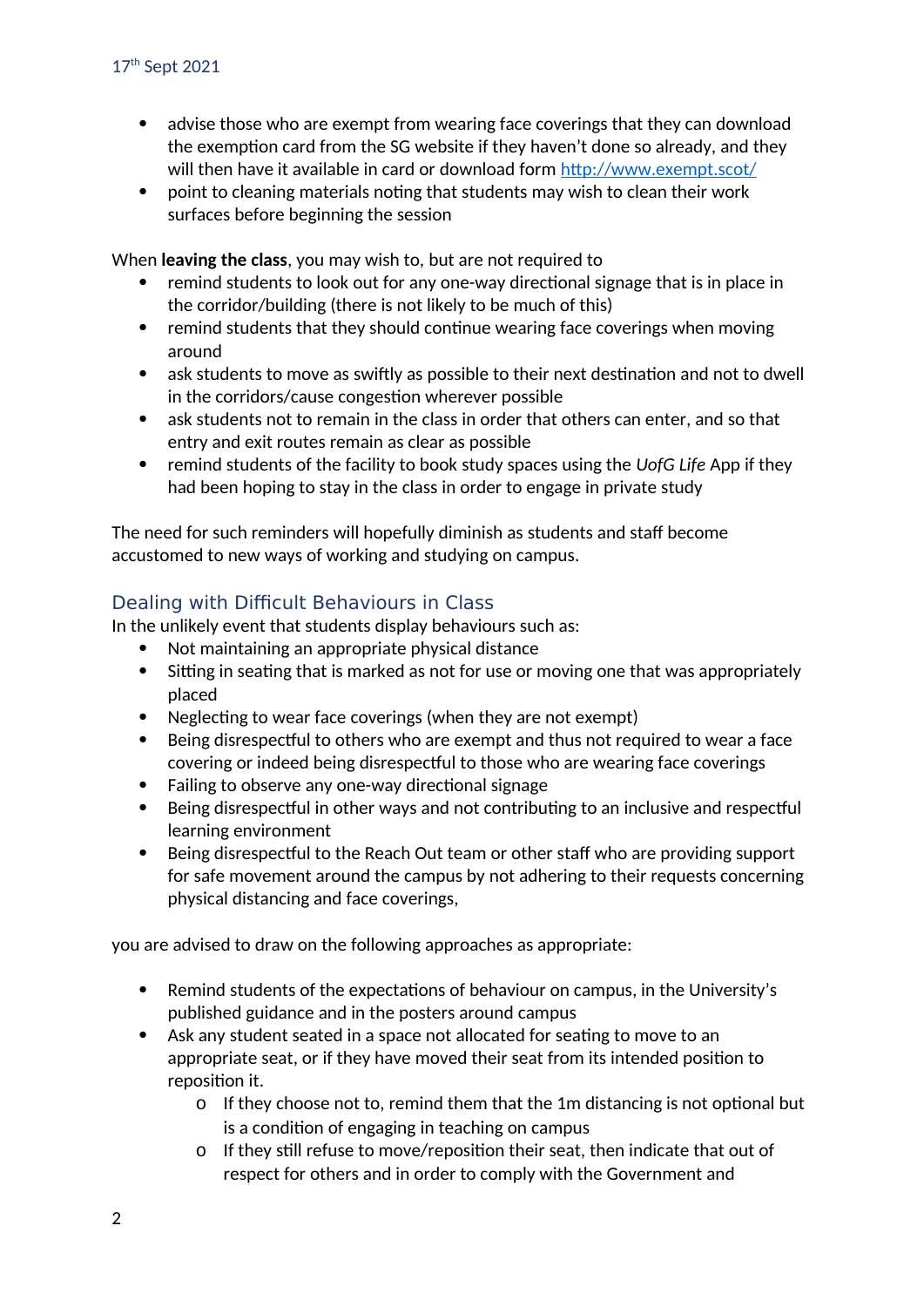- advise those who are exempt from wearing face coverings that they can download the exemption card from the SG website if they haven't done so already, and they will then have it available in card or download form http://www.exempt.scot/
- point to cleaning materials noting that students may wish to clean their work surfaces before beginning the session

When **leaving the class**, you may wish to, but are not required to

- remind students to look out for any one-way directional signage that is in place in the corridor/building (there is not likely to be much of this)
- remind students that they should continue wearing face coverings when moving around
- ask students to move as swiftly as possible to their next destination and not to dwell in the corridors/cause congestion wherever possible
- ask students not to remain in the class in order that others can enter, and so that entry and exit routes remain as clear as possible
- remind students of the facility to book study spaces using the *UofG Life* App if they had been hoping to stay in the class in order to engage in private study

The need for such reminders will hopefully diminish as students and staff become accustomed to new ways of working and studying on campus.

## Dealing with Difficult Behaviours in Class

In the unlikely event that students display behaviours such as:

- Not maintaining an appropriate physical distance
- Sitting in seating that is marked as not for use or moving one that was appropriately placed
- Neglecting to wear face coverings (when they are not exempt)
- Being disrespectful to others who are exempt and thus not required to wear a face covering or indeed being disrespectful to those who are wearing face coverings
- Failing to observe any one-way directional signage
- Being disrespectful in other ways and not contributing to an inclusive and respectful learning environment
- Being disrespectful to the Reach Out team or other staff who are providing support for safe movement around the campus by not adhering to their requests concerning physical distancing and face coverings,

you are advised to draw on the following approaches as appropriate:

- Remind students of the expectations of behaviour on campus, in the University's published guidance and in the posters around campus
- Ask any student seated in a space not allocated for seating to move to an appropriate seat, or if they have moved their seat from its intended position to reposition it.
  - If they choose not to, remind them that the 1m distancing is not optional but is a condition of engaging in teaching on campus
  - If they still refuse to move/reposition their seat, then indicate that out of respect for others and in order to comply with the Government and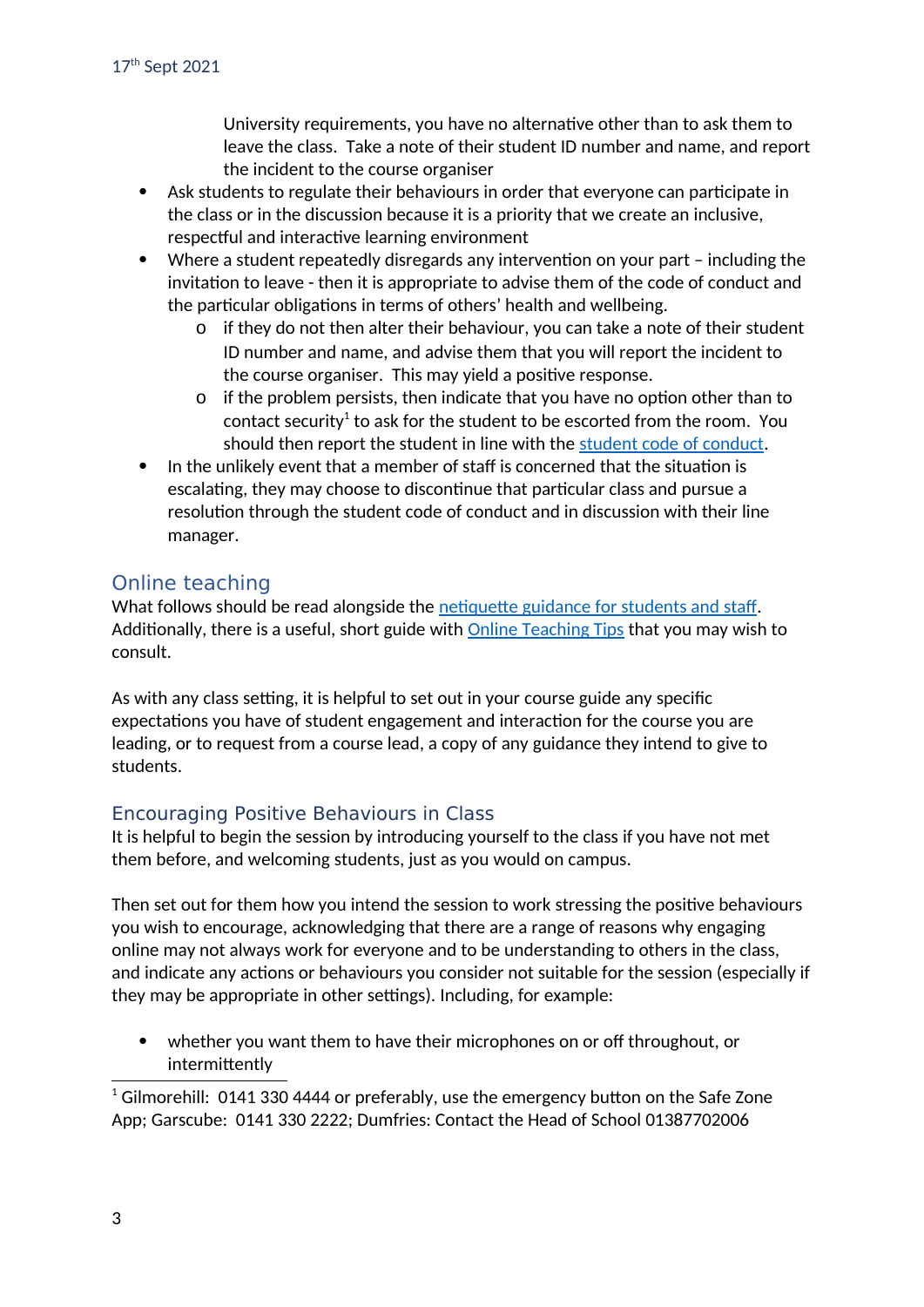University requirements, you have no alternative other than to ask them to leave the class. Take a note of their student ID number and name, and report the incident to the course organiser

- Ask students to regulate their behaviours in order that everyone can participate in the class or in the discussion because it is a priority that we create an inclusive, respectful and interactive learning environment
- Where a student repeatedly disregards any intervention on your part – including the invitation to leave - then it is appropriate to advise them of the code of conduct and the particular obligations in terms of others' health and wellbeing.
    - if they do not then alter their behaviour, you can take a note of their student ID number and name, and advise them that you will report the incident to the course organiser. This may yield a positive response.
    - if the problem persists, then indicate that you have no option other than to contact security[1] to ask for the student to be escorted from the room. You should then report the student in line with the [student code of conduct](#).
- In the unlikely event that a member of staff is concerned that the situation is escalating, they may choose to discontinue that particular class and pursue a resolution through the student code of conduct and in discussion with their line manager.

## Online teaching

What follows should be read alongside the [netiquette guidance for students and staff](#). Additionally, there is a useful, short guide with [Online Teaching Tips](#) that you may wish to consult.

As with any class setting, it is helpful to set out in your course guide any specific expectations you have of student engagement and interaction for the course you are leading, or to request from a course lead, a copy of any guidance they intend to give to students.

### Encouraging Positive Behaviours in Class

It is helpful to begin the session by introducing yourself to the class if you have not met them before, and welcoming students, just as you would on campus.

Then set out for them how you intend the session to work stressing the positive behaviours you wish to encourage, acknowledging that there are a range of reasons why engaging online may not always work for everyone and to be understanding to others in the class, and indicate any actions or behaviours you consider not suitable for the session (especially if they may be appropriate in other settings). Including, for example:

- whether you want them to have their microphones on or off throughout, or intermittently

---

[1] Gilmorehill: 0141 330 4444 or preferably, use the emergency button on the Safe Zone App; Garscube: 0141 330 2222; Dumfries: Contact the Head of School 01387702006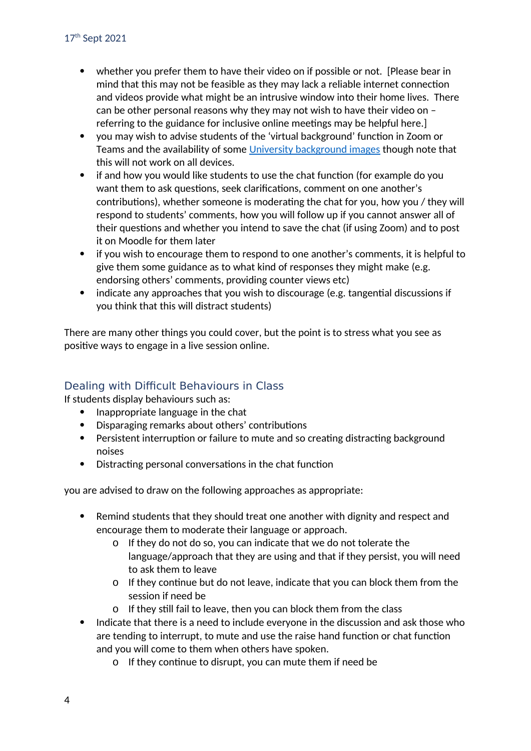- whether you prefer them to have their video on if possible or not. [Please bear in mind that this may not be feasible as they may lack a reliable internet connection and videos provide what might be an intrusive window into their home lives. There can be other personal reasons why they may not wish to have their video on – referring to the guidance for inclusive online meetings may be helpful here.]
- you may wish to advise students of the 'virtual background' function in Zoom or Teams and the availability of some University background images though note that this will not work on all devices.
- if and how you would like students to use the chat function (for example do you want them to ask questions, seek clarifications, comment on one another's contributions), whether someone is moderating the chat for you, how you / they will respond to students' comments, how you will follow up if you cannot answer all of their questions and whether you intend to save the chat (if using Zoom) and to post it on Moodle for them later
- if you wish to encourage them to respond to one another's comments, it is helpful to give them some guidance as to what kind of responses they might make (e.g. endorsing others' comments, providing counter views etc)
- indicate any approaches that you wish to discourage (e.g. tangential discussions if you think that this will distract students)

There are many other things you could cover, but the point is to stress what you see as positive ways to engage in a live session online.

## Dealing with Difficult Behaviours in Class

If students display behaviours such as:

- Inappropriate language in the chat
- Disparaging remarks about others' contributions
- Persistent interruption or failure to mute and so creating distracting background noises
- Distracting personal conversations in the chat function

you are advised to draw on the following approaches as appropriate:

- Remind students that they should treat one another with dignity and respect and encourage them to moderate their language or approach.
  - If they do not do so, you can indicate that we do not tolerate the language/approach that they are using and that if they persist, you will need to ask them to leave
  - If they continue but do not leave, indicate that you can block them from the session if need be
  - If they still fail to leave, then you can block them from the class
- Indicate that there is a need to include everyone in the discussion and ask those who are tending to interrupt, to mute and use the raise hand function or chat function and you will come to them when others have spoken.
  - If they continue to disrupt, you can mute them if need be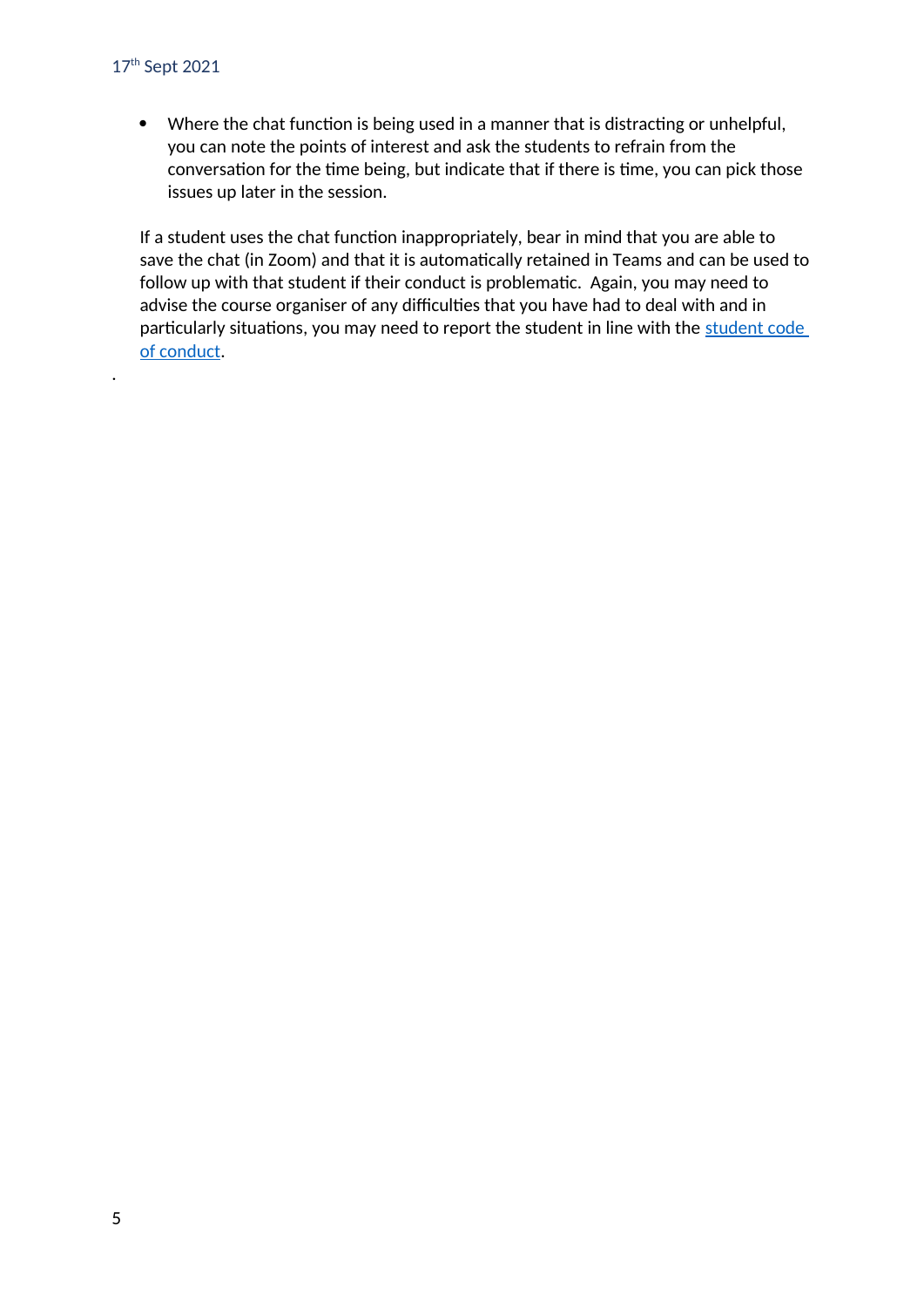- Where the chat function is being used in a manner that is distracting or unhelpful, you can note the points of interest and ask the students to refrain from the conversation for the time being, but indicate that if there is time, you can pick those issues up later in the session.

If a student uses the chat function inappropriately, bear in mind that you are able to save the chat (in Zoom) and that it is automatically retained in Teams and can be used to follow up with that student if their conduct is problematic. Again, you may need to advise the course organiser of any difficulties that you have had to deal with and in particularly situations, you may need to report the student in line with the student code of conduct.

.